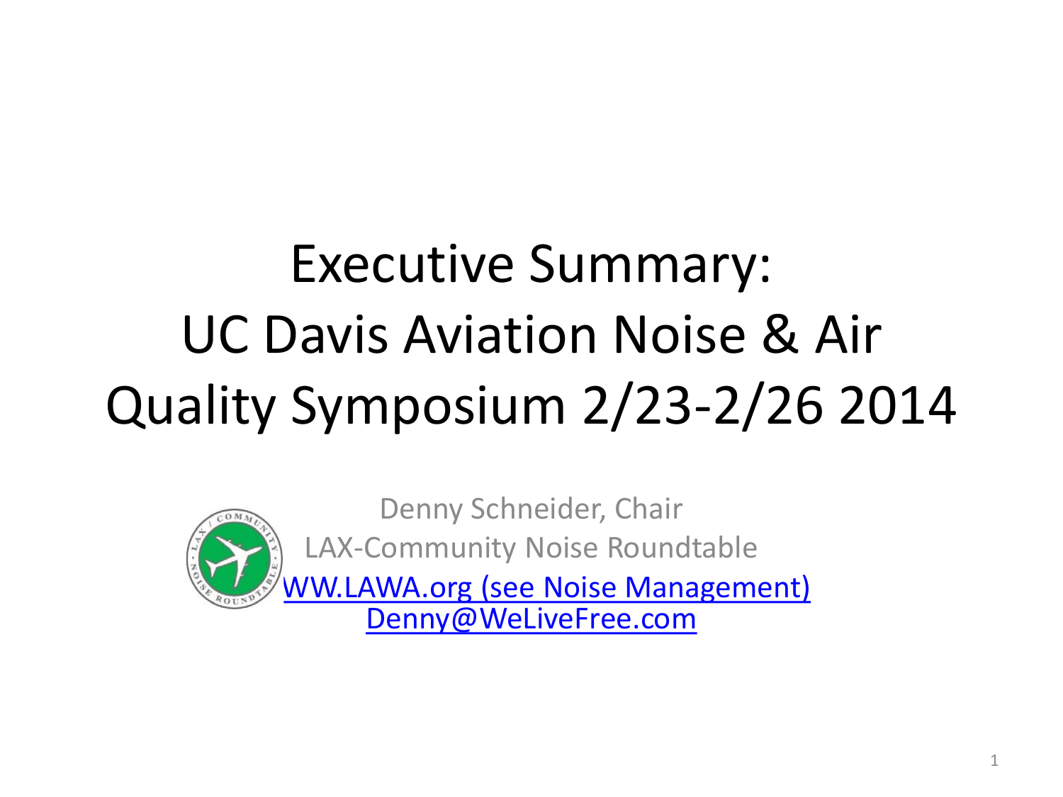# Executive Summary: UC Davis Aviation Noise & Air Quality Symposium 2/23-2/26 2014

Denny Schneider, Chair

LAX-Community Noise Roundtable

WW.LAWA.org (see Noise Management)

Denny@WeLiveFree.com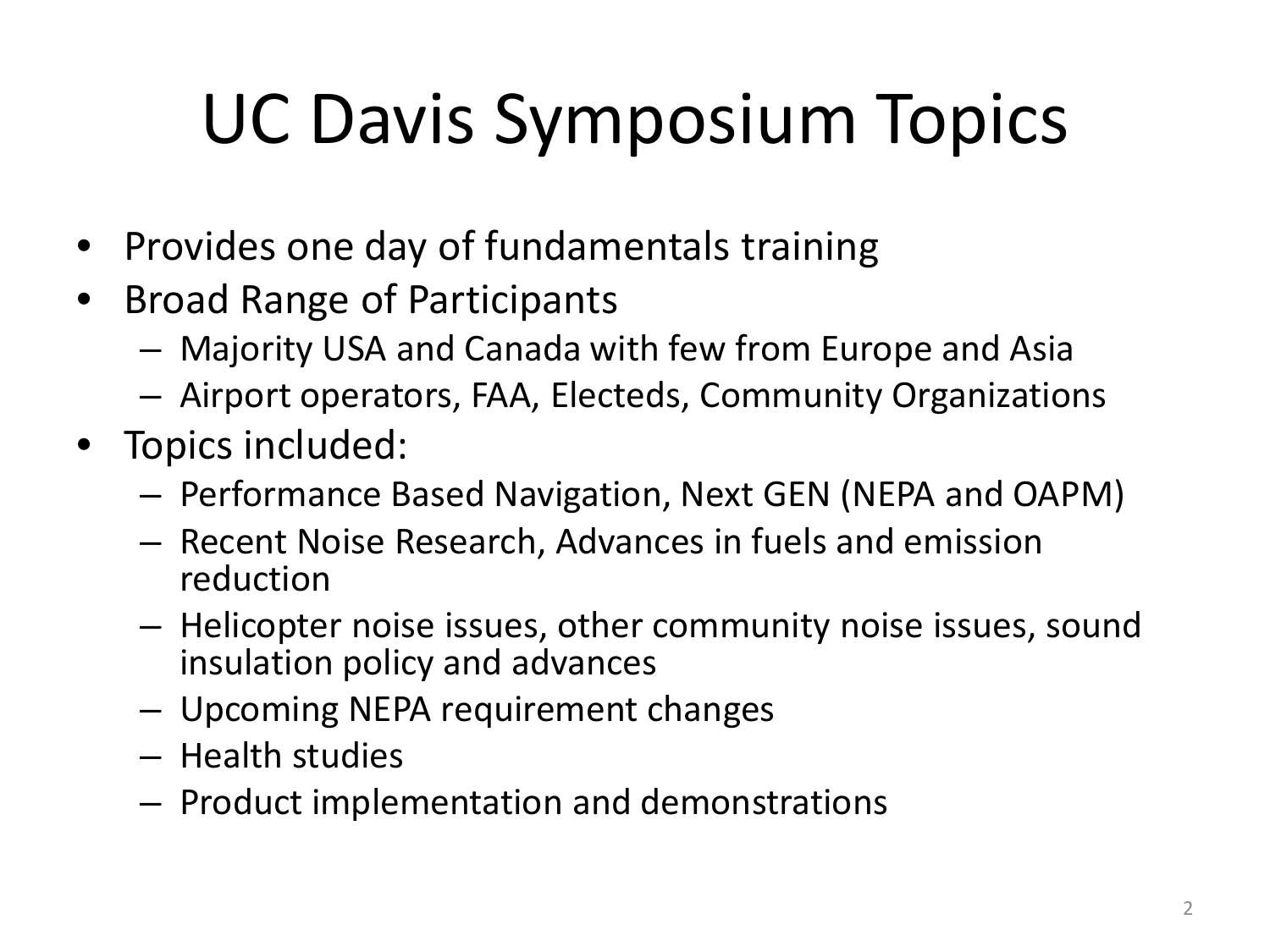# UC Davis Symposium Topics

- Provides one day of fundamentals training
- Broad Range of Participants
  - Majority USA and Canada with few from Europe and Asia
  - Airport operators, FAA, Electeds, Community Organizations
- Topics included:
  - Performance Based Navigation, Next GEN (NEPA and OAPM)
  - Recent Noise Research, Advances in fuels and emission reduction
  - Helicopter noise issues, other community noise issues, sound insulation policy and advances
  - Upcoming NEPA requirement changes
  - Health studies
  - Product implementation and demonstrations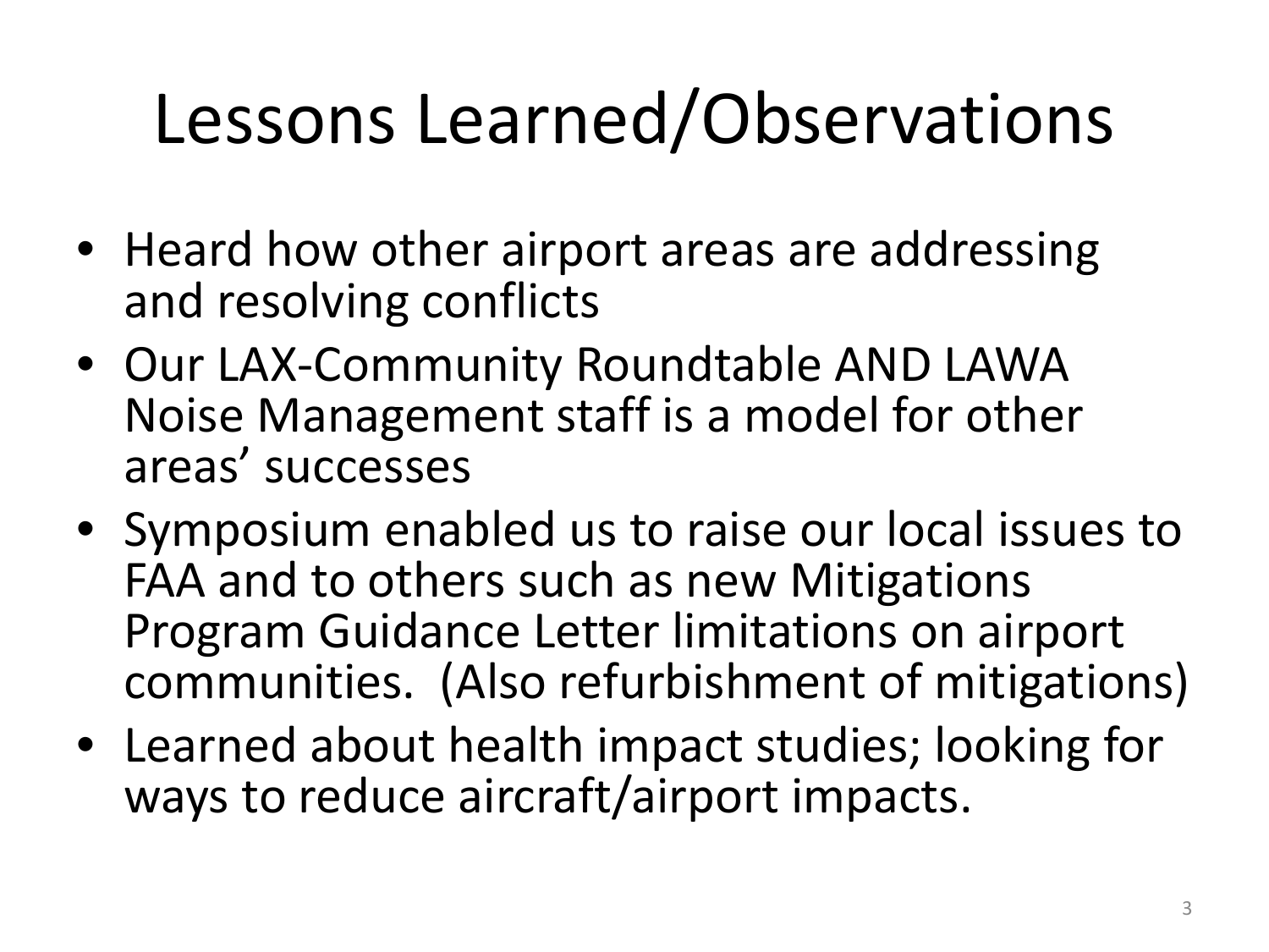# Lessons Learned/Observations

- Heard how other airport areas are addressing and resolving conflicts
- Our LAX-Community Roundtable AND LAWA Noise Management staff is a model for other areas' successes
- Symposium enabled us to raise our local issues to FAA and to others such as new Mitigations Program Guidance Letter limitations on airport communities. (Also refurbishment of mitigations)
- Learned about health impact studies; looking for ways to reduce aircraft/airport impacts.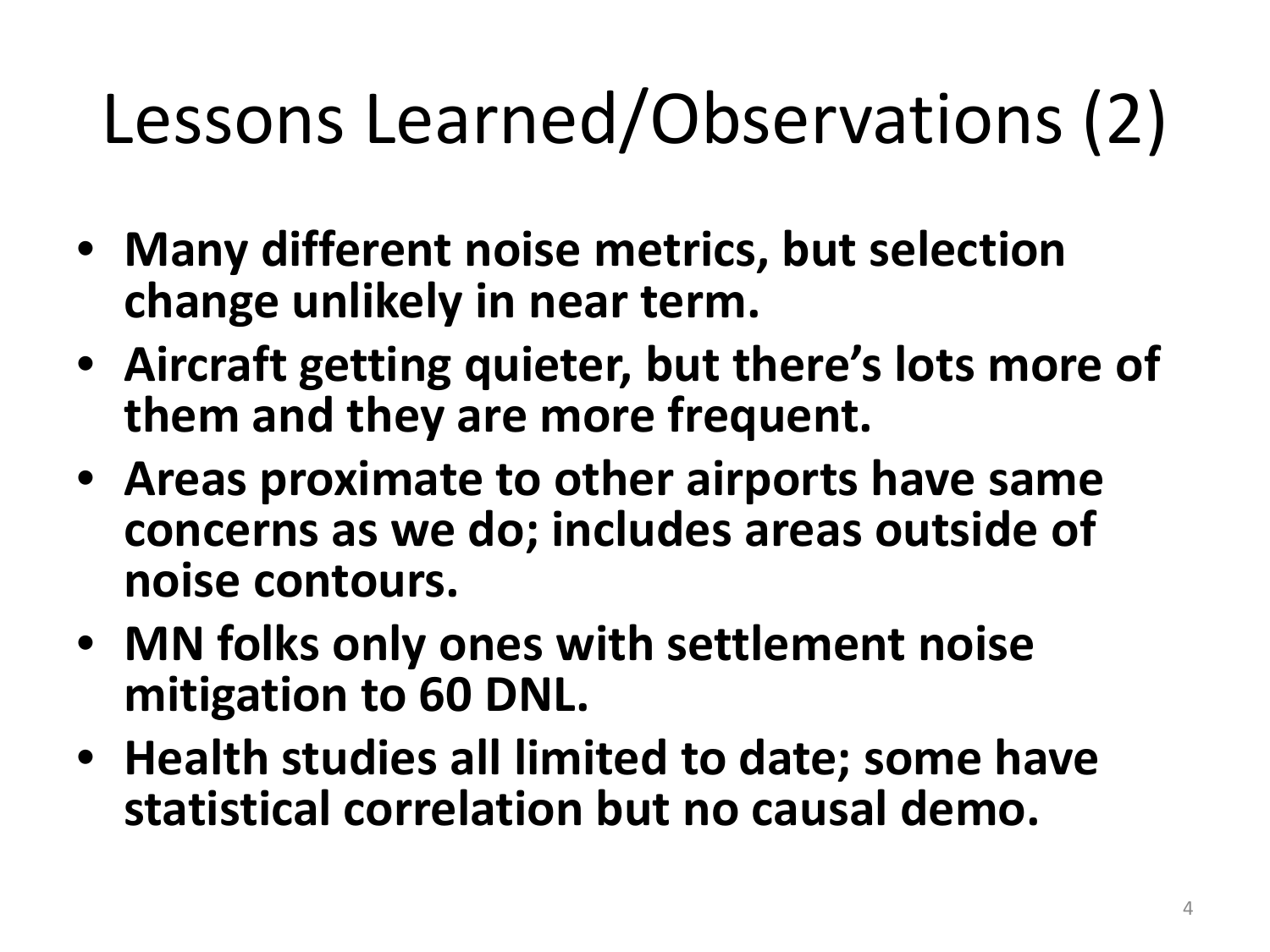# Lessons Learned/Observations (2)

- **Many different noise metrics, but selection change unlikely in near term.**
- **Aircraft getting quieter, but there's lots more of them and they are more frequent.**
- **Areas proximate to other airports have same concerns as we do; includes areas outside of noise contours.**
- **MN folks only ones with settlement noise mitigation to 60 DNL.**
- **Health studies all limited to date; some have statistical correlation but no causal demo.**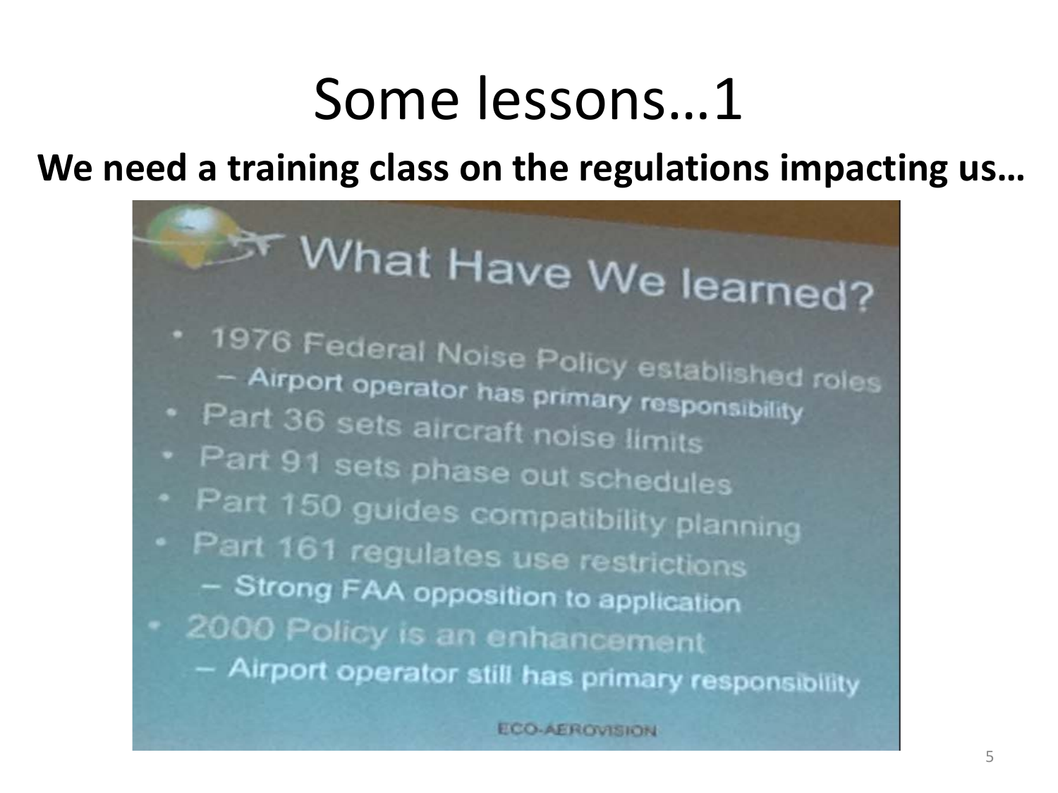# Some lessons…1

**We need a training class on the regulations impacting us…**

## What Have We learned?

- 1976 Federal Noise Policy established roles
  - Airport operator has primary responsibility
- Part 36 sets aircraft noise limits
- Part 91 sets phase out schedules
- Part 150 guides compatibility planning
- Part 161 regulates use restrictions
  - Strong FAA opposition to application
- 2000 Policy is an enhancement
  - Airport operator still has primary responsibility

ECO-AEROVISION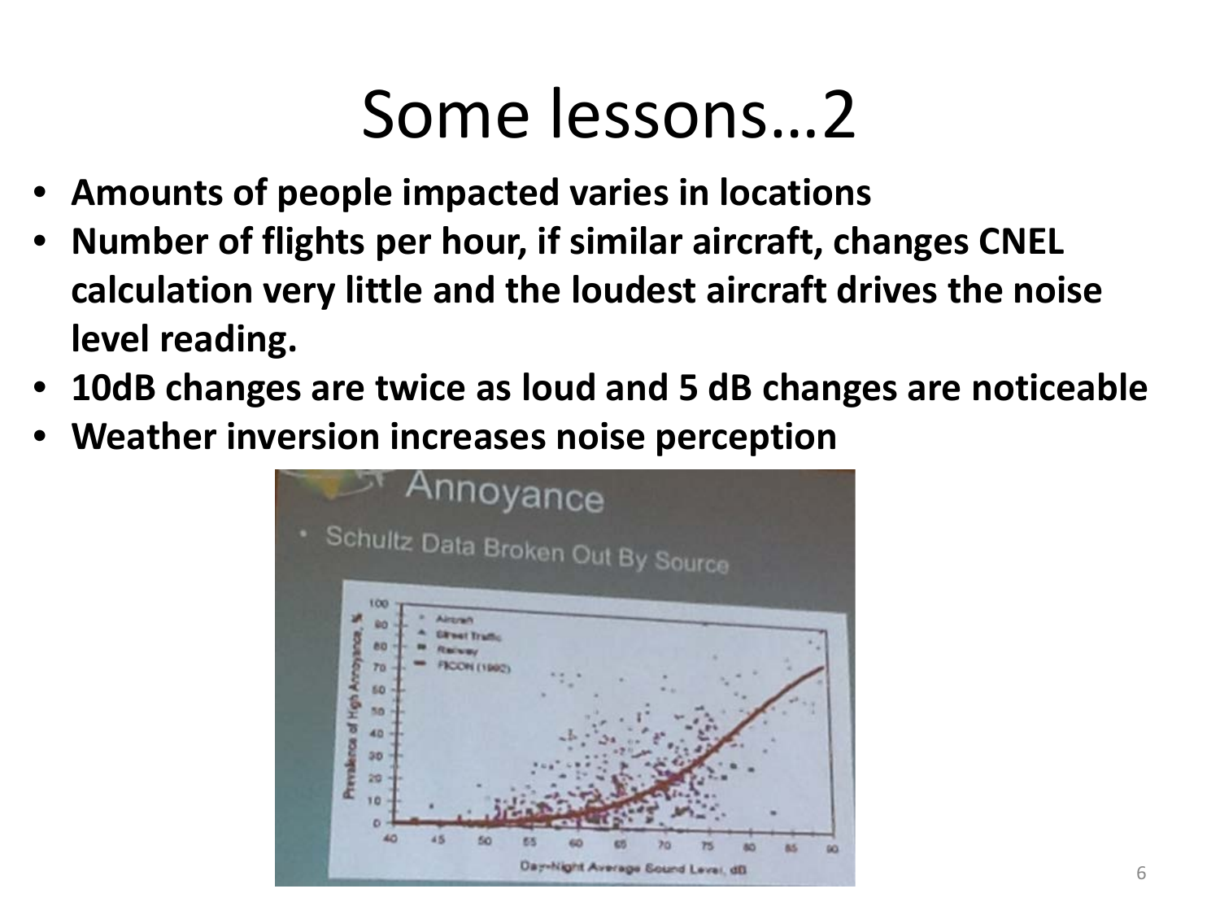# Some lessons…2

- **Amounts of people impacted varies in locations**
- **Number of flights per hour, if similar aircraft, changes CNEL calculation very little and the loudest aircraft drives the noise level reading.**
- **10dB changes are twice as loud and 5 dB changes are noticeable**
- **Weather inversion increases noise perception**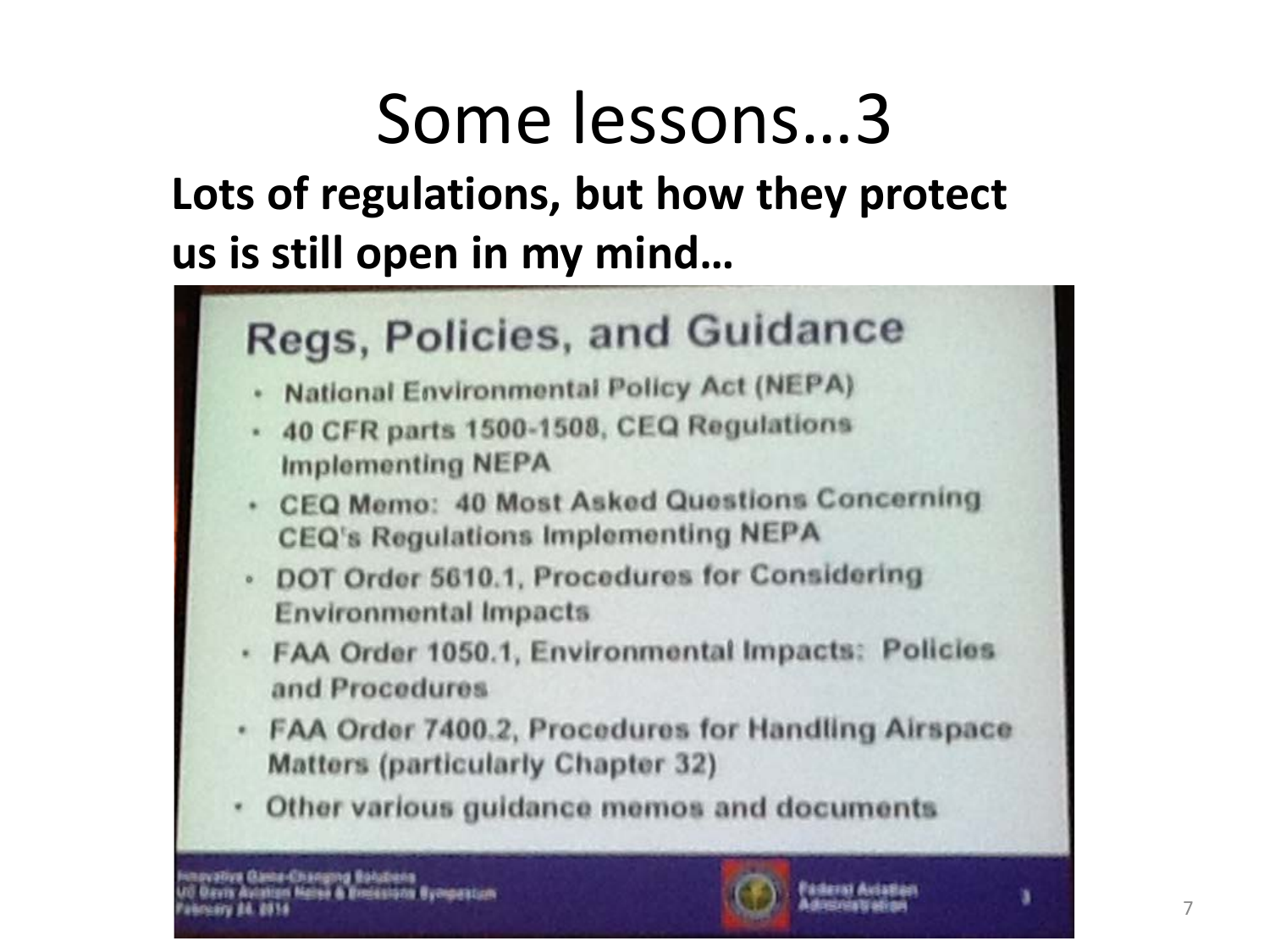# Some lessons…3

**Lots of regulations, but how they protect us is still open in my mind…**

## Regs, Policies, and Guidance

- National Environmental Policy Act (NEPA)
- 40 CFR parts 1500-1508, CEQ Regulations Implementing NEPA
- CEQ Memo: 40 Most Asked Questions Concerning CEQ's Regulations Implementing NEPA
- DOT Order 5610.1, Procedures for Considering Environmental Impacts
- FAA Order 1050.1, Environmental Impacts: Policies and Procedures
- FAA Order 7400.2, Procedures for Handling Airspace Matters (particularly Chapter 32)
- Other various guidance memos and documents

Innovative Game-Changing Solutions
UC Davis Aviation Noise & Emissions Symposium
February 24, 2014

Federal Aviation Administration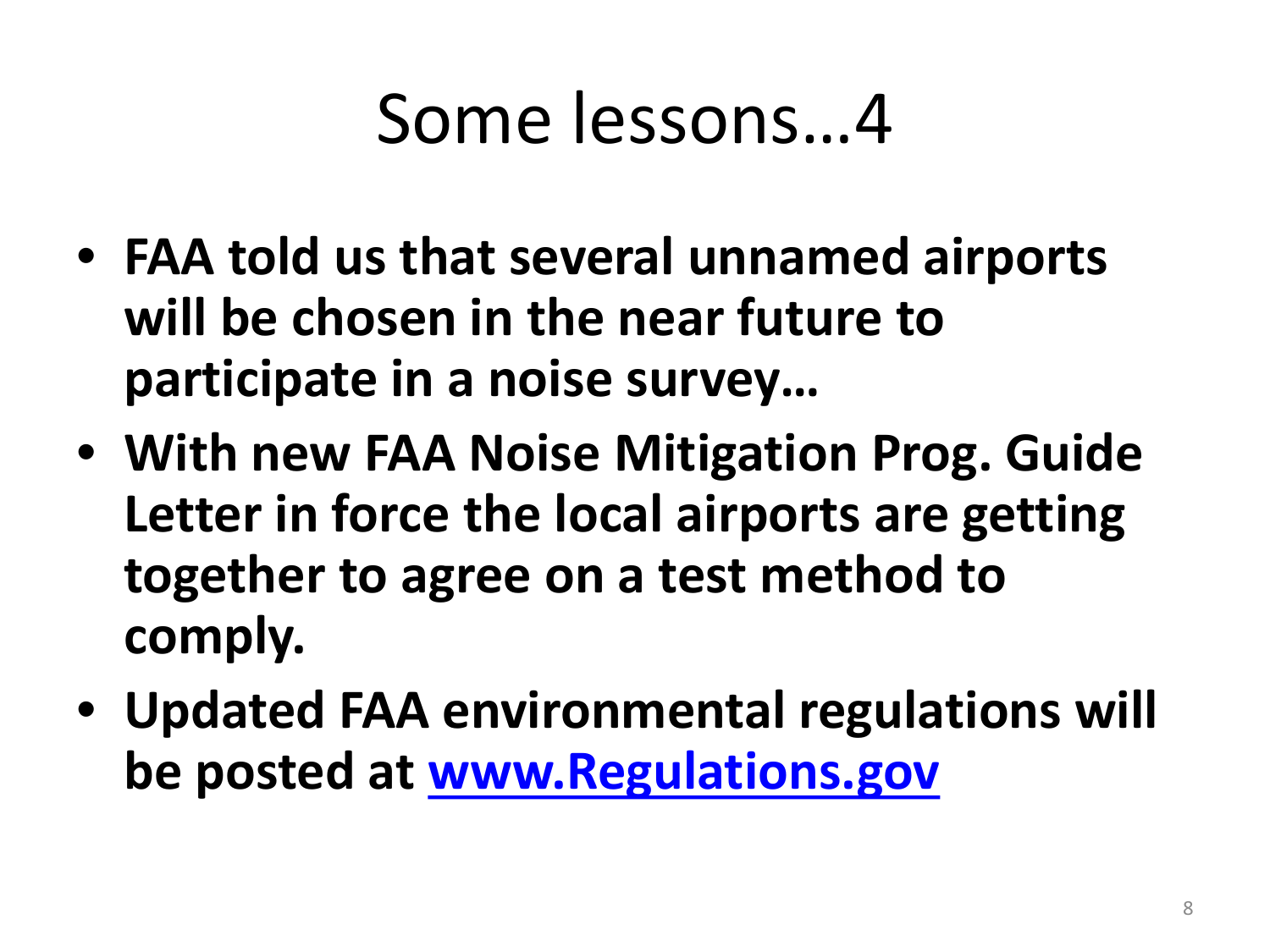# Some lessons…4

- **FAA told us that several unnamed airports will be chosen in the near future to participate in a noise survey…**
- **With new FAA Noise Mitigation Prog. Guide Letter in force the local airports are getting together to agree on a test method to comply.**
- **Updated FAA environmental regulations will be posted at [www.Regulations.gov](http://www.Regulations.gov)**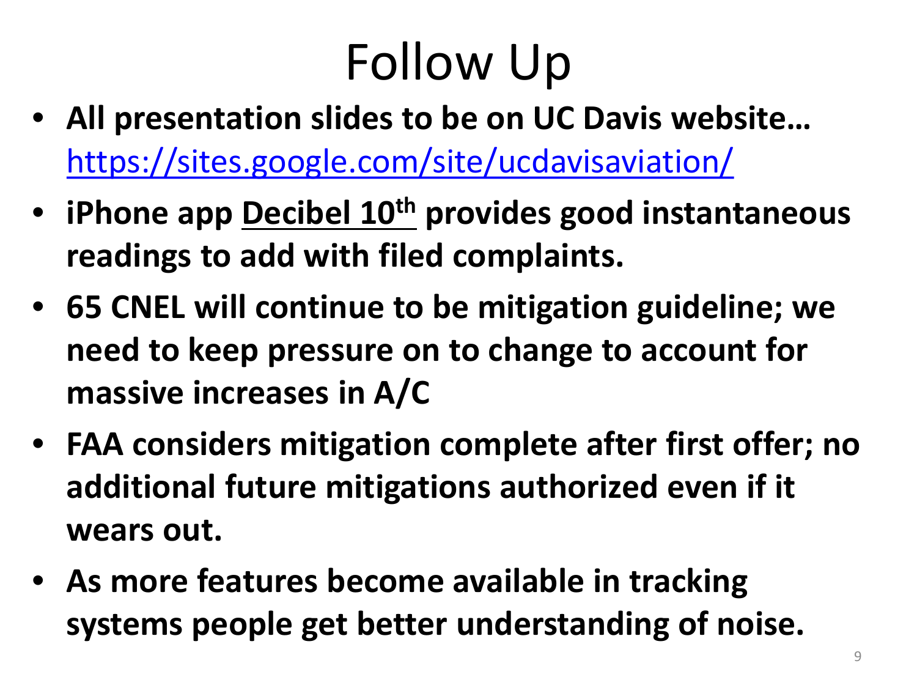# Follow Up

- **All presentation slides to be on UC Davis website…** https://sites.google.com/site/ucdavisaviation/
- **iPhone app Decibel 10th provides good instantaneous readings to add with filed complaints.**
- **65 CNEL will continue to be mitigation guideline; we need to keep pressure on to change to account for massive increases in A/C**
- **FAA considers mitigation complete after first offer; no additional future mitigations authorized even if it wears out.**
- **As more features become available in tracking systems people get better understanding of noise.**